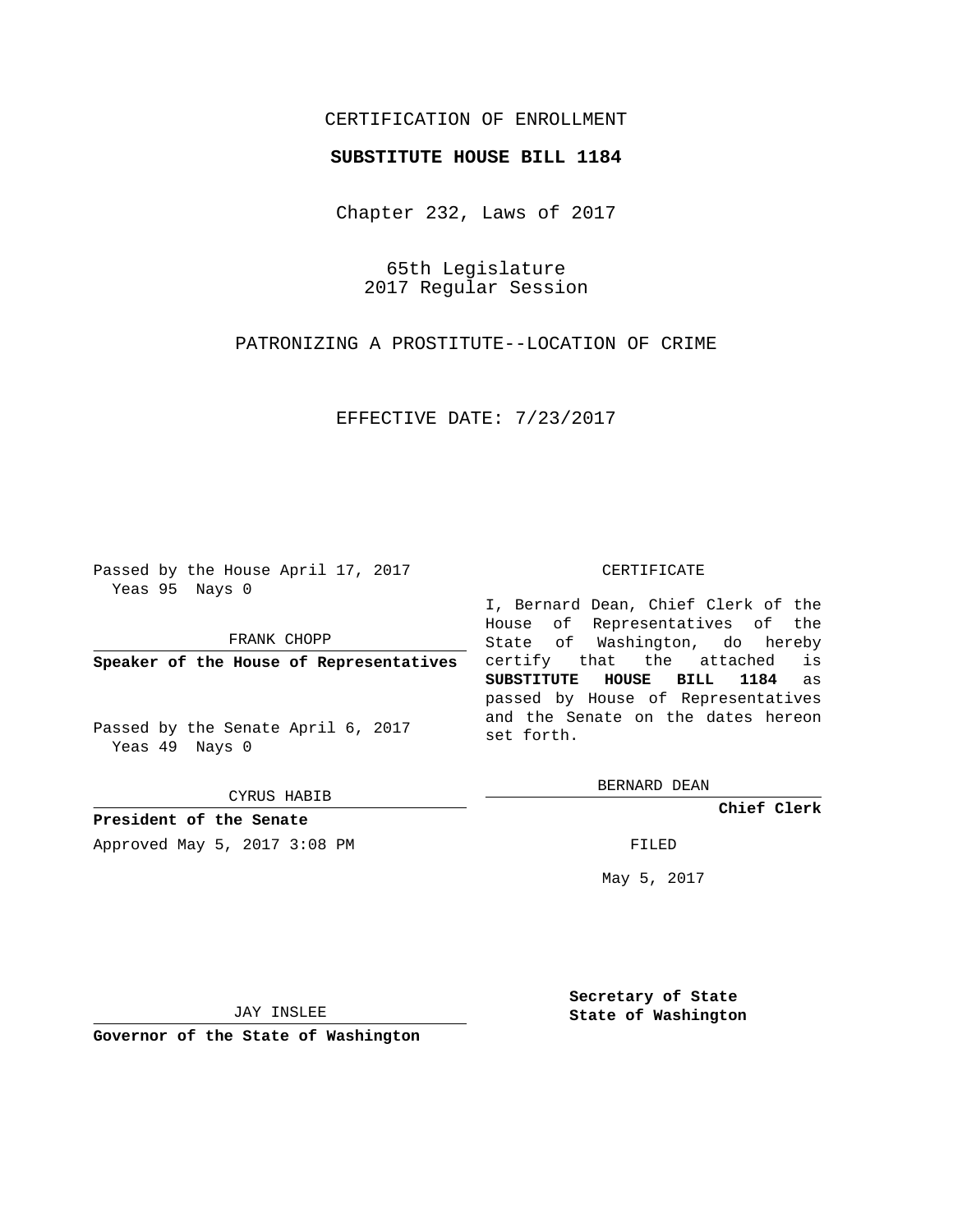CERTIFICATION OF ENROLLMENT

**SUBSTITUTE HOUSE BILL 1184**

Chapter 232, Laws of 2017

65th Legislature
2017 Regular Session

PATRONIZING A PROSTITUTE--LOCATION OF CRIME

EFFECTIVE DATE: 7/23/2017

Passed by the House April 17, 2017
Yeas 95 Nays 0

FRANK CHOPP

**Speaker of the House of Representatives**

Passed by the Senate April 6, 2017
Yeas 49 Nays 0

CYRUS HABIB

**President of the Senate**

Approved May 5, 2017 3:08 PM

JAY INSLEE

**Governor of the State of Washington**

CERTIFICATE

I, Bernard Dean, Chief Clerk of the House of Representatives of the State of Washington, do hereby certify that the attached is **SUBSTITUTE HOUSE BILL 1184** as passed by House of Representatives and the Senate on the dates hereon set forth.

BERNARD DEAN

**Chief Clerk**

FILED

May 5, 2017

**Secretary of State**
**State of Washington**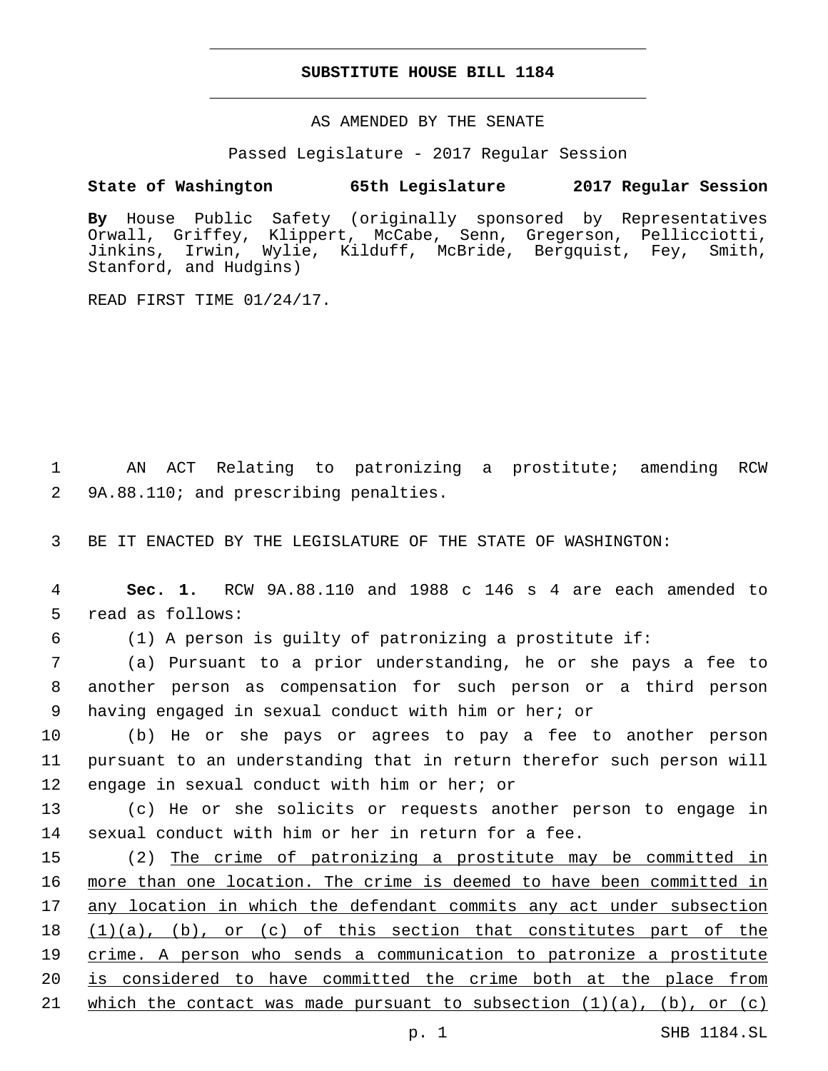# SUBSTITUTE HOUSE BILL 1184

AS AMENDED BY THE SENATE

Passed Legislature - 2017 Regular Session

**State of Washington 65th Legislature 2017 Regular Session**

**By** House Public Safety (originally sponsored by Representatives Orwall, Griffey, Klippert, McCabe, Senn, Gregerson, Pellicciotti, Jinkins, Irwin, Wylie, Kilduff, McBride, Bergquist, Fey, Smith, Stanford, and Hudgins)

READ FIRST TIME 01/24/17.

1 AN ACT Relating to patronizing a prostitute; amending RCW
2 9A.88.110; and prescribing penalties.

3 BE IT ENACTED BY THE LEGISLATURE OF THE STATE OF WASHINGTON:

4 **Sec. 1.** RCW 9A.88.110 and 1988 c 146 s 4 are each amended to
5 read as follows:

6 (1) A person is guilty of patronizing a prostitute if:

7 (a) Pursuant to a prior understanding, he or she pays a fee to
8 another person as compensation for such person or a third person
9 having engaged in sexual conduct with him or her; or

10 (b) He or she pays or agrees to pay a fee to another person
11 pursuant to an understanding that in return therefor such person will
12 engage in sexual conduct with him or her; or

13 (c) He or she solicits or requests another person to engage in
14 sexual conduct with him or her in return for a fee.

15 (2) <u>The crime of patronizing a prostitute may be committed in</u>
16 <u>more than one location. The crime is deemed to have been committed in</u>
17 <u>any location in which the defendant commits any act under subsection</u>
18 <u>(1)(a), (b), or (c) of this section that constitutes part of the</u>
19 <u>crime. A person who sends a communication to patronize a prostitute</u>
20 <u>is considered to have committed the crime both at the place from</u>
21 <u>which the contact was made pursuant to subsection (1)(a), (b), or (c)</u>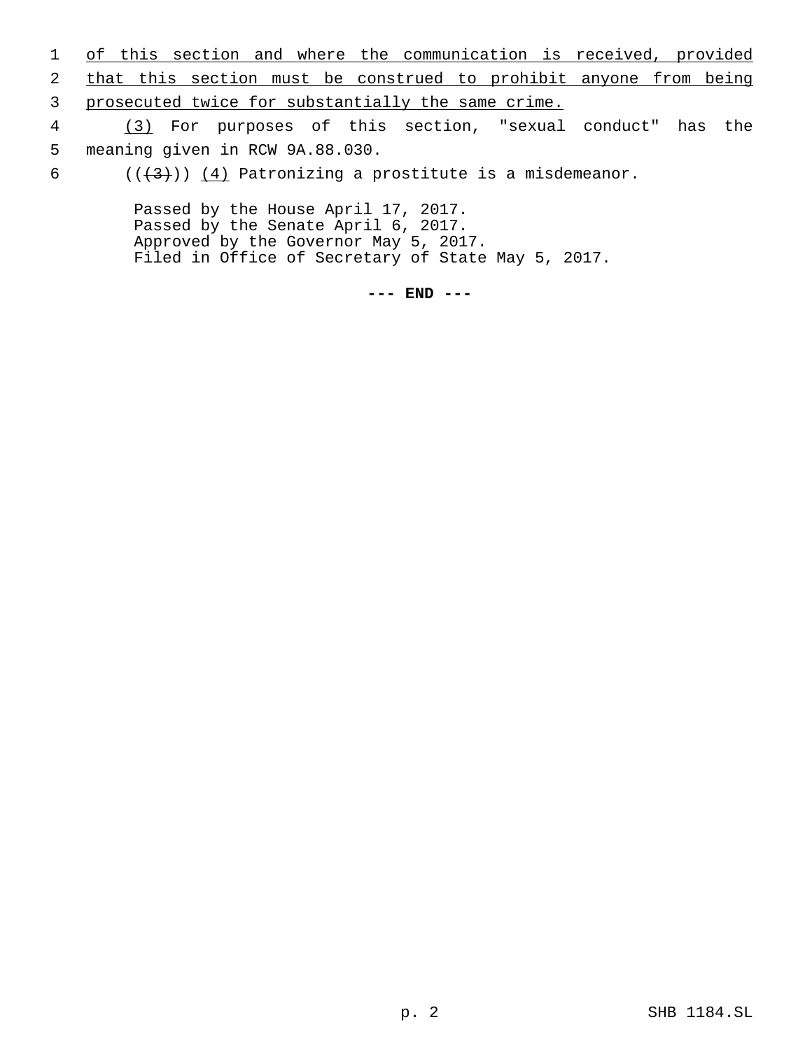of this section and where the communication is received, provided that this section must be construed to prohibit anyone from being prosecuted twice for substantially the same crime.

(3) For purposes of this section, "sexual conduct" has the meaning given in RCW 9A.88.030.

~~((3))~~ (4) Patronizing a prostitute is a misdemeanor.

Passed by the House April 17, 2017.
Passed by the Senate April 6, 2017.
Approved by the Governor May 5, 2017.
Filed in Office of Secretary of State May 5, 2017.

**--- END ---**